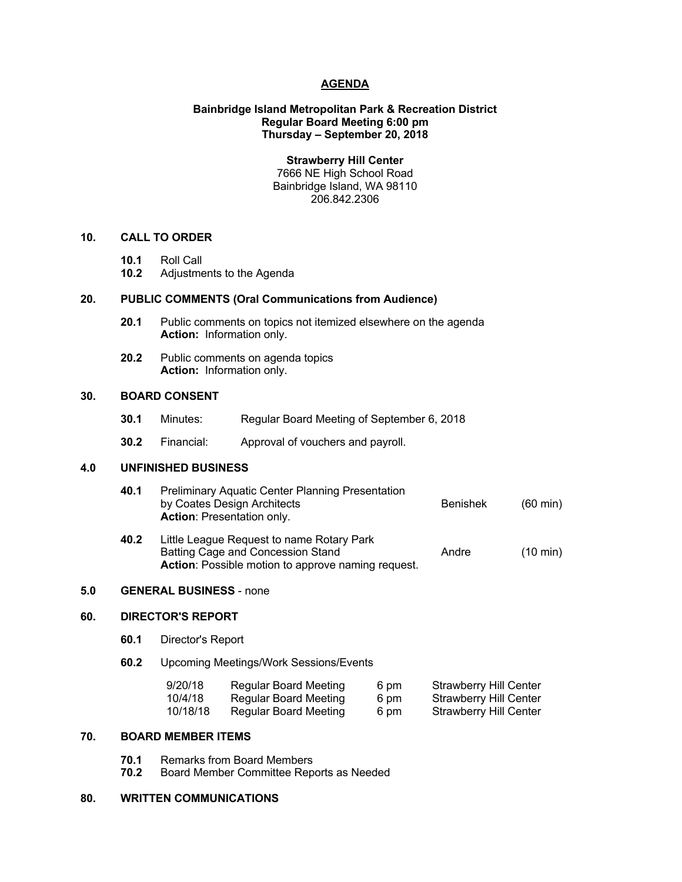# AGENDA

**Bainbridge Island Metropolitan Park & Recreation District**
**Regular Board Meeting 6:00 pm**
**Thursday – September 20, 2018**

**Strawberry Hill Center**
7666 NE High School Road
Bainbridge Island, WA 98110
206.842.2306

## 10. CALL TO ORDER

**10.1** Roll Call
**10.2** Adjustments to the Agenda

## 20. PUBLIC COMMENTS (Oral Communications from Audience)

**20.1** Public comments on topics not itemized elsewhere on the agenda
**Action:** Information only.

**20.2** Public comments on agenda topics
**Action:** Information only.

## 30. BOARD CONSENT

**30.1** Minutes: Regular Board Meeting of September 6, 2018

**30.2** Financial: Approval of vouchers and payroll.

## 4.0 UNFINISHED BUSINESS

**40.1** Preliminary Aquatic Center Planning Presentation by Coates Design Architects — Benishek (60 min)
**Action**: Presentation only.

**40.2** Little League Request to name Rotary Park Batting Cage and Concession Stand — Andre (10 min)
**Action**: Possible motion to approve naming request.

## 5.0 GENERAL BUSINESS - none

## 60. DIRECTOR'S REPORT

**60.1** Director's Report

**60.2** Upcoming Meetings/Work Sessions/Events

| | | | |
|---|---|---|---|
| 9/20/18 | Regular Board Meeting | 6 pm | Strawberry Hill Center |
| 10/4/18 | Regular Board Meeting | 6 pm | Strawberry Hill Center |
| 10/18/18 | Regular Board Meeting | 6 pm | Strawberry Hill Center |

## 70. BOARD MEMBER ITEMS

**70.1** Remarks from Board Members
**70.2** Board Member Committee Reports as Needed

## 80. WRITTEN COMMUNICATIONS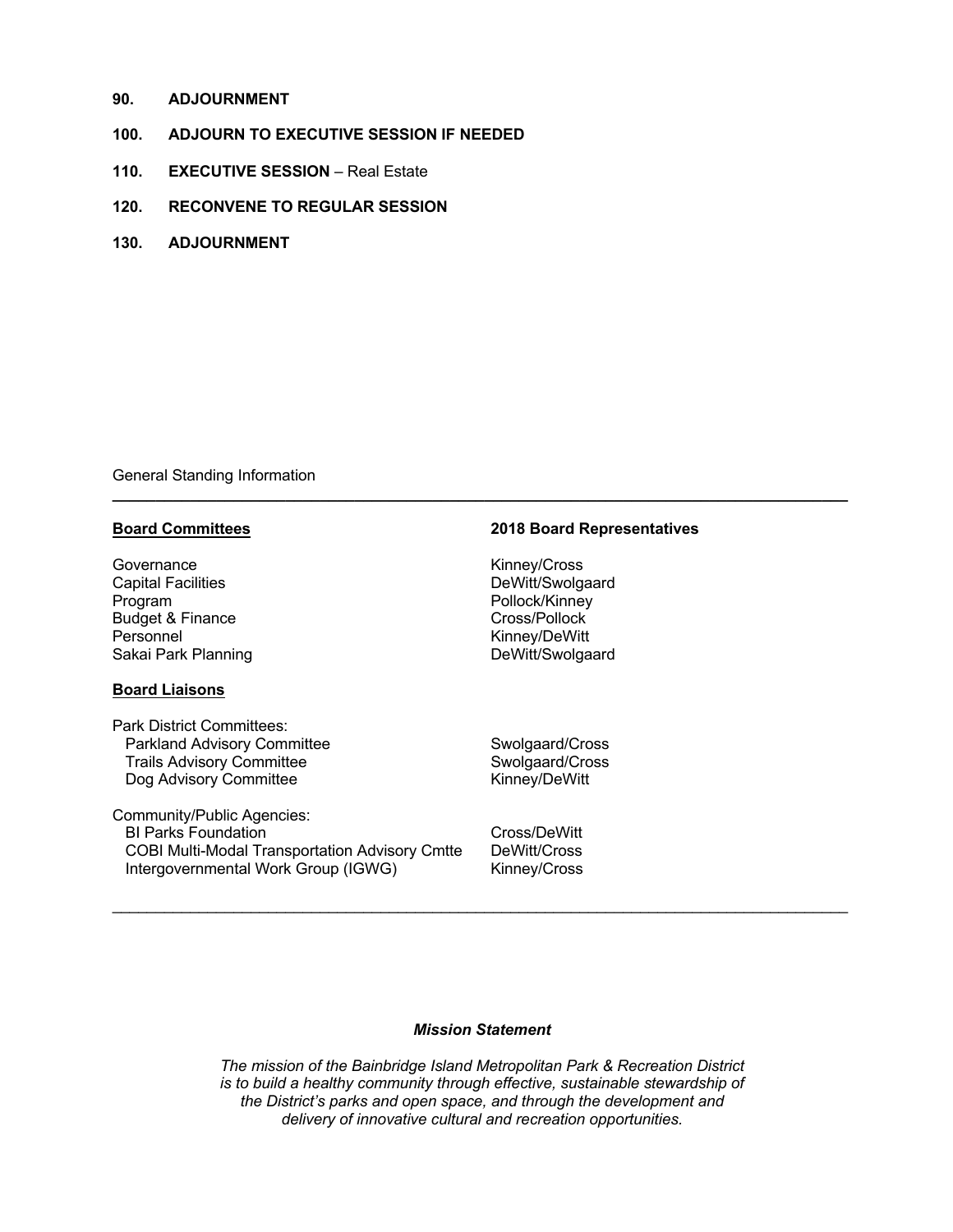**90. ADJOURNMENT**

**100. ADJOURN TO EXECUTIVE SESSION IF NEEDED**

**110. EXECUTIVE SESSION** – Real Estate

**120. RECONVENE TO REGULAR SESSION**

**130. ADJOURNMENT**

General Standing Information

---

| **Board Committees** | **2018 Board Representatives** |
|---|---|
| Governance | Kinney/Cross |
| Capital Facilities | DeWitt/Swolgaard |
| Program | Pollock/Kinney |
| Budget & Finance | Cross/Pollock |
| Personnel | Kinney/DeWitt |
| Sakai Park Planning | DeWitt/Swolgaard |

**Board Liaisons**

| | |
|---|---|
| Park District Committees: | |
| Parkland Advisory Committee | Swolgaard/Cross |
| Trails Advisory Committee | Swolgaard/Cross |
| Dog Advisory Committee | Kinney/DeWitt |
| Community/Public Agencies: | |
| BI Parks Foundation | Cross/DeWitt |
| COBI Multi-Modal Transportation Advisory Cmtte | DeWitt/Cross |
| Intergovernmental Work Group (IGWG) | Kinney/Cross |

---

***Mission Statement***

*The mission of the Bainbridge Island Metropolitan Park & Recreation District is to build a healthy community through effective, sustainable stewardship of the District's parks and open space, and through the development and delivery of innovative cultural and recreation opportunities.*